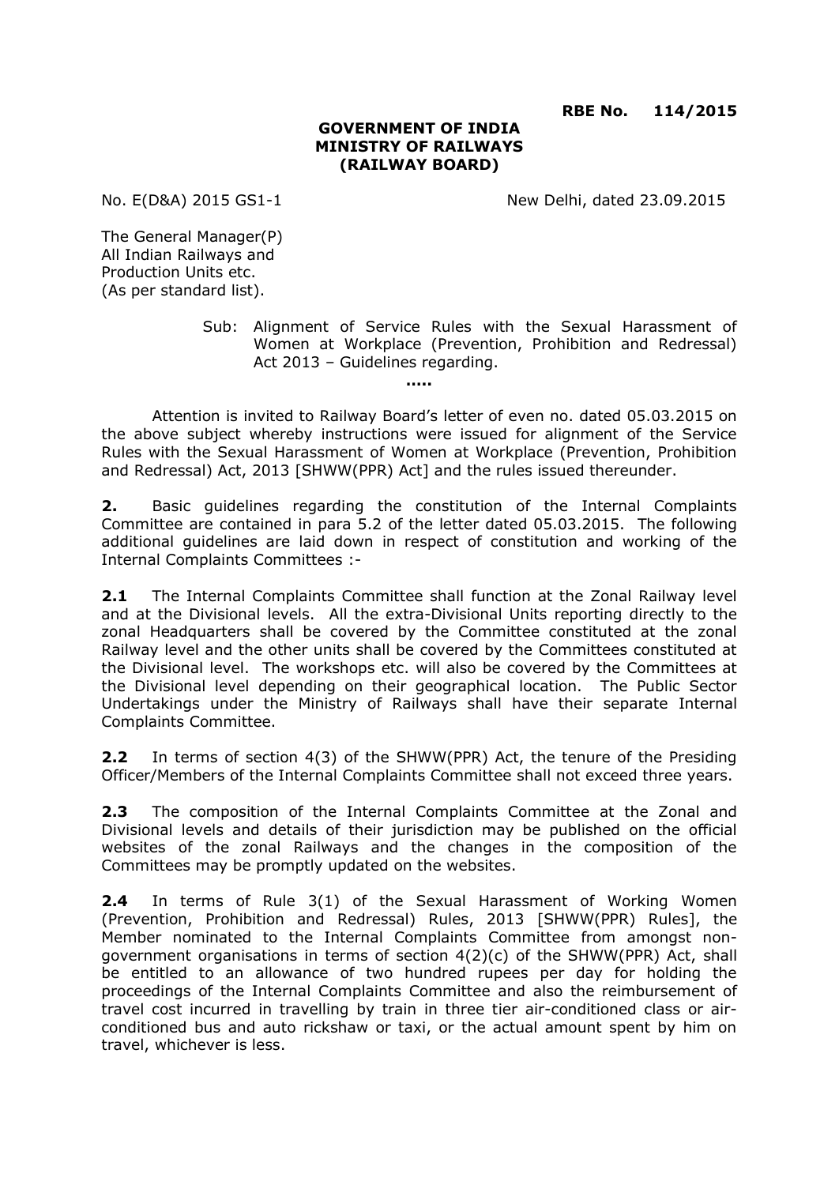**RBE No. 114/2015**

**GOVERNMENT OF INDIA**
**MINISTRY OF RAILWAYS**
**(RAILWAY BOARD)**

No. E(D&A) 2015 GS1-1 New Delhi, dated 23.09.2015

The General Manager(P)
All Indian Railways and
Production Units etc.
(As per standard list).

Sub: Alignment of Service Rules with the Sexual Harassment of Women at Workplace (Prevention, Prohibition and Redressal) Act 2013 – Guidelines regarding.

**.....**

Attention is invited to Railway Board's letter of even no. dated 05.03.2015 on the above subject whereby instructions were issued for alignment of the Service Rules with the Sexual Harassment of Women at Workplace (Prevention, Prohibition and Redressal) Act, 2013 [SHWW(PPR) Act] and the rules issued thereunder.

**2.** Basic guidelines regarding the constitution of the Internal Complaints Committee are contained in para 5.2 of the letter dated 05.03.2015. The following additional guidelines are laid down in respect of constitution and working of the Internal Complaints Committees :-

**2.1** The Internal Complaints Committee shall function at the Zonal Railway level and at the Divisional levels. All the extra-Divisional Units reporting directly to the zonal Headquarters shall be covered by the Committee constituted at the zonal Railway level and the other units shall be covered by the Committees constituted at the Divisional level. The workshops etc. will also be covered by the Committees at the Divisional level depending on their geographical location. The Public Sector Undertakings under the Ministry of Railways shall have their separate Internal Complaints Committee.

**2.2** In terms of section 4(3) of the SHWW(PPR) Act, the tenure of the Presiding Officer/Members of the Internal Complaints Committee shall not exceed three years.

**2.3** The composition of the Internal Complaints Committee at the Zonal and Divisional levels and details of their jurisdiction may be published on the official websites of the zonal Railways and the changes in the composition of the Committees may be promptly updated on the websites.

**2.4** In terms of Rule 3(1) of the Sexual Harassment of Working Women (Prevention, Prohibition and Redressal) Rules, 2013 [SHWW(PPR) Rules], the Member nominated to the Internal Complaints Committee from amongst non-government organisations in terms of section 4(2)(c) of the SHWW(PPR) Act, shall be entitled to an allowance of two hundred rupees per day for holding the proceedings of the Internal Complaints Committee and also the reimbursement of travel cost incurred in travelling by train in three tier air-conditioned class or air-conditioned bus and auto rickshaw or taxi, or the actual amount spent by him on travel, whichever is less.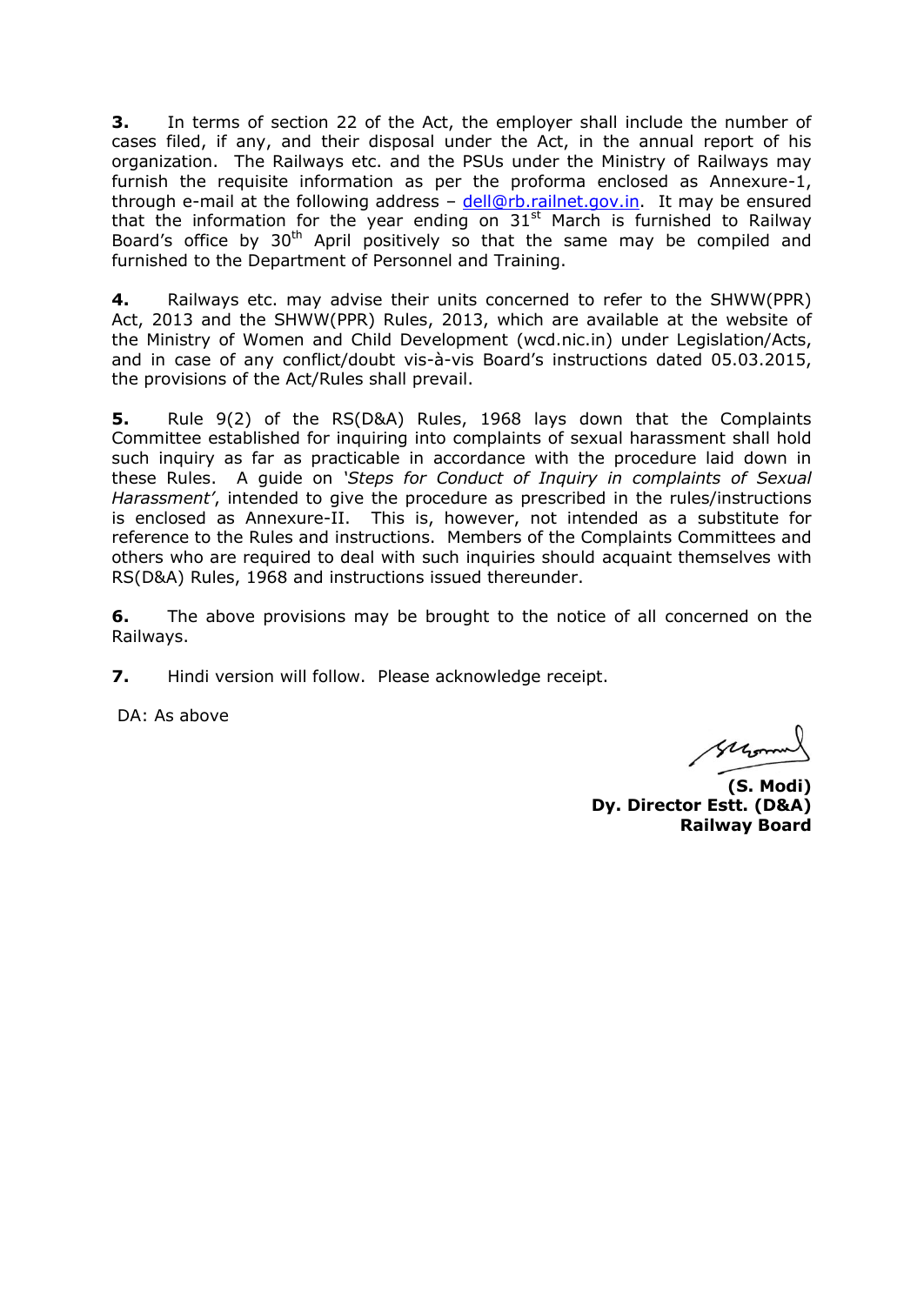**3.** In terms of section 22 of the Act, the employer shall include the number of cases filed, if any, and their disposal under the Act, in the annual report of his organization. The Railways etc. and the PSUs under the Ministry of Railways may furnish the requisite information as per the proforma enclosed as Annexure-1, through e-mail at the following address – dell@rb.railnet.gov.in. It may be ensured that the information for the year ending on 31st March is furnished to Railway Board's office by 30th April positively so that the same may be compiled and furnished to the Department of Personnel and Training.

**4.** Railways etc. may advise their units concerned to refer to the SHWW(PPR) Act, 2013 and the SHWW(PPR) Rules, 2013, which are available at the website of the Ministry of Women and Child Development (wcd.nic.in) under Legislation/Acts, and in case of any conflict/doubt vis-à-vis Board's instructions dated 05.03.2015, the provisions of the Act/Rules shall prevail.

**5.** Rule 9(2) of the RS(D&A) Rules, 1968 lays down that the Complaints Committee established for inquiring into complaints of sexual harassment shall hold such inquiry as far as practicable in accordance with the procedure laid down in these Rules. A guide on *'Steps for Conduct of Inquiry in complaints of Sexual Harassment'*, intended to give the procedure as prescribed in the rules/instructions is enclosed as Annexure-II. This is, however, not intended as a substitute for reference to the Rules and instructions. Members of the Complaints Committees and others who are required to deal with such inquiries should acquaint themselves with RS(D&A) Rules, 1968 and instructions issued thereunder.

**6.** The above provisions may be brought to the notice of all concerned on the Railways.

**7.** Hindi version will follow. Please acknowledge receipt.

DA: As above

**(S. Modi)**
**Dy. Director Estt. (D&A)**
**Railway Board**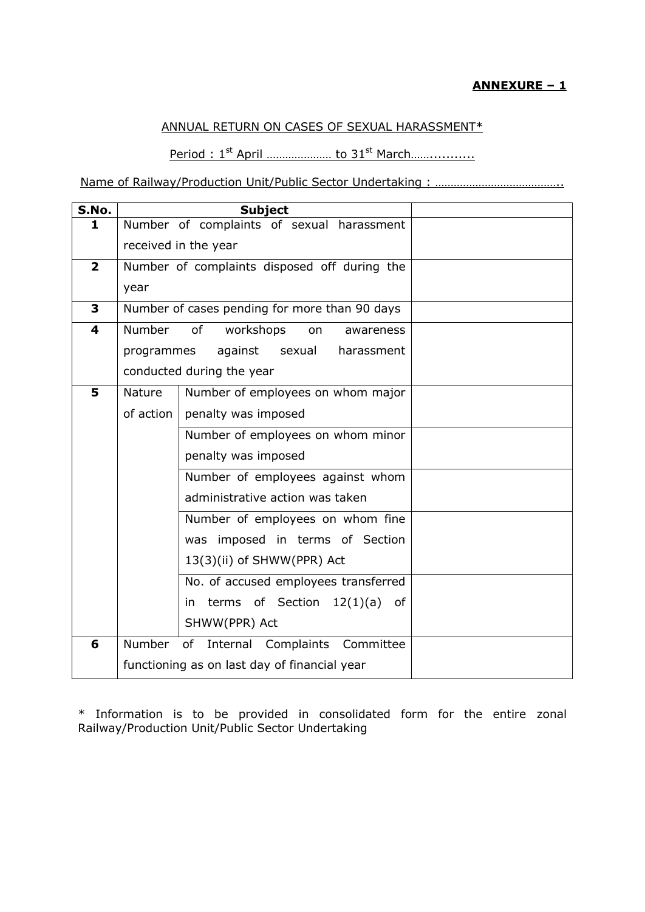**ANNEXURE – 1**

ANNUAL RETURN ON CASES OF SEXUAL HARASSMENT*

Period : 1st April ………………… to 31st March…….........

Name of Railway/Production Unit/Public Sector Undertaking : …………………………………..

| S.No. | Subject | | |
|---|---|---|---|
| 1 | Number of complaints of sexual harassment received in the year | | |
| 2 | Number of complaints disposed off during the year | | |
| 3 | Number of cases pending for more than 90 days | | |
| 4 | Number of workshops on awareness programmes against sexual harassment conducted during the year | | |
| 5 | Nature of action | Number of employees on whom major penalty was imposed | |
| | | Number of employees on whom minor penalty was imposed | |
| | | Number of employees against whom administrative action was taken | |
| | | Number of employees on whom fine was imposed in terms of Section 13(3)(ii) of SHWW(PPR) Act | |
| | | No. of accused employees transferred in terms of Section 12(1)(a) of SHWW(PPR) Act | |
| 6 | Number of Internal Complaints Committee functioning as on last day of financial year | | |

* Information is to be provided in consolidated form for the entire zonal Railway/Production Unit/Public Sector Undertaking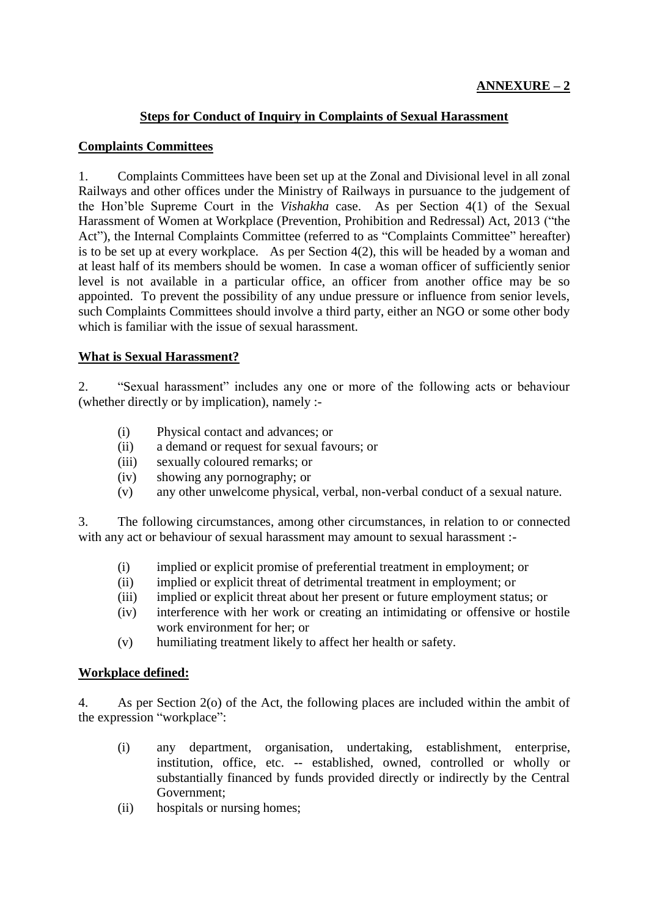**ANNEXURE – 2**

## Steps for Conduct of Inquiry in Complaints of Sexual Harassment

### Complaints Committees

1. Complaints Committees have been set up at the Zonal and Divisional level in all zonal Railways and other offices under the Ministry of Railways in pursuance to the judgement of the Hon'ble Supreme Court in the *Vishakha* case. As per Section 4(1) of the Sexual Harassment of Women at Workplace (Prevention, Prohibition and Redressal) Act, 2013 ("the Act"), the Internal Complaints Committee (referred to as "Complaints Committee" hereafter) is to be set up at every workplace. As per Section 4(2), this will be headed by a woman and at least half of its members should be women. In case a woman officer of sufficiently senior level is not available in a particular office, an officer from another office may be so appointed. To prevent the possibility of any undue pressure or influence from senior levels, such Complaints Committees should involve a third party, either an NGO or some other body which is familiar with the issue of sexual harassment.

### What is Sexual Harassment?

2. "Sexual harassment" includes any one or more of the following acts or behaviour (whether directly or by implication), namely :-

   (i) Physical contact and advances; or
   (ii) a demand or request for sexual favours; or
   (iii) sexually coloured remarks; or
   (iv) showing any pornography; or
   (v) any other unwelcome physical, verbal, non-verbal conduct of a sexual nature.

3. The following circumstances, among other circumstances, in relation to or connected with any act or behaviour of sexual harassment may amount to sexual harassment :-

   (i) implied or explicit promise of preferential treatment in employment; or
   (ii) implied or explicit threat of detrimental treatment in employment; or
   (iii) implied or explicit threat about her present or future employment status; or
   (iv) interference with her work or creating an intimidating or offensive or hostile work environment for her; or
   (v) humiliating treatment likely to affect her health or safety.

### Workplace defined:

4. As per Section 2(o) of the Act, the following places are included within the ambit of the expression "workplace":

   (i) any department, organisation, undertaking, establishment, enterprise, institution, office, etc. -- established, owned, controlled or wholly or substantially financed by funds provided directly or indirectly by the Central Government;
   (ii) hospitals or nursing homes;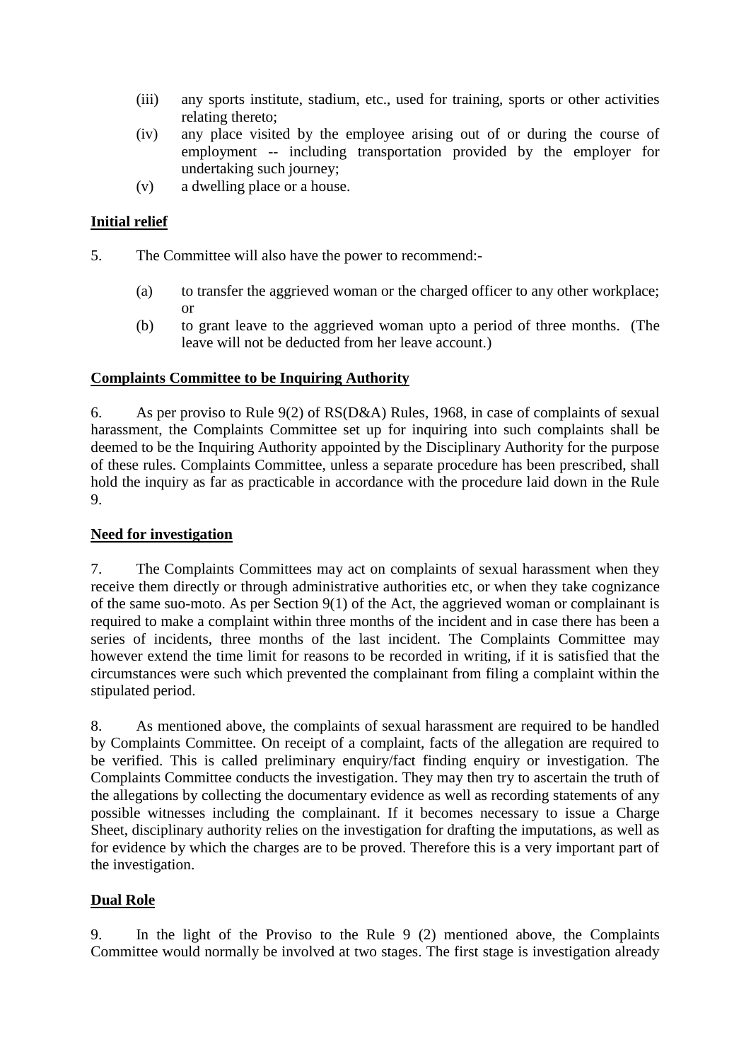(iii) any sports institute, stadium, etc., used for training, sports or other activities relating thereto;

(iv) any place visited by the employee arising out of or during the course of employment -- including transportation provided by the employer for undertaking such journey;

(v) a dwelling place or a house.

**Initial relief**

5. The Committee will also have the power to recommend:-

(a) to transfer the aggrieved woman or the charged officer to any other workplace; or

(b) to grant leave to the aggrieved woman upto a period of three months. (The leave will not be deducted from her leave account.)

**Complaints Committee to be Inquiring Authority**

6. As per proviso to Rule 9(2) of RS(D&A) Rules, 1968, in case of complaints of sexual harassment, the Complaints Committee set up for inquiring into such complaints shall be deemed to be the Inquiring Authority appointed by the Disciplinary Authority for the purpose of these rules. Complaints Committee, unless a separate procedure has been prescribed, shall hold the inquiry as far as practicable in accordance with the procedure laid down in the Rule 9.

**Need for investigation**

7. The Complaints Committees may act on complaints of sexual harassment when they receive them directly or through administrative authorities etc, or when they take cognizance of the same suo-moto. As per Section 9(1) of the Act, the aggrieved woman or complainant is required to make a complaint within three months of the incident and in case there has been a series of incidents, three months of the last incident. The Complaints Committee may however extend the time limit for reasons to be recorded in writing, if it is satisfied that the circumstances were such which prevented the complainant from filing a complaint within the stipulated period.

8. As mentioned above, the complaints of sexual harassment are required to be handled by Complaints Committee. On receipt of a complaint, facts of the allegation are required to be verified. This is called preliminary enquiry/fact finding enquiry or investigation. The Complaints Committee conducts the investigation. They may then try to ascertain the truth of the allegations by collecting the documentary evidence as well as recording statements of any possible witnesses including the complainant. If it becomes necessary to issue a Charge Sheet, disciplinary authority relies on the investigation for drafting the imputations, as well as for evidence by which the charges are to be proved. Therefore this is a very important part of the investigation.

**Dual Role**

9. In the light of the Proviso to the Rule 9 (2) mentioned above, the Complaints Committee would normally be involved at two stages. The first stage is investigation already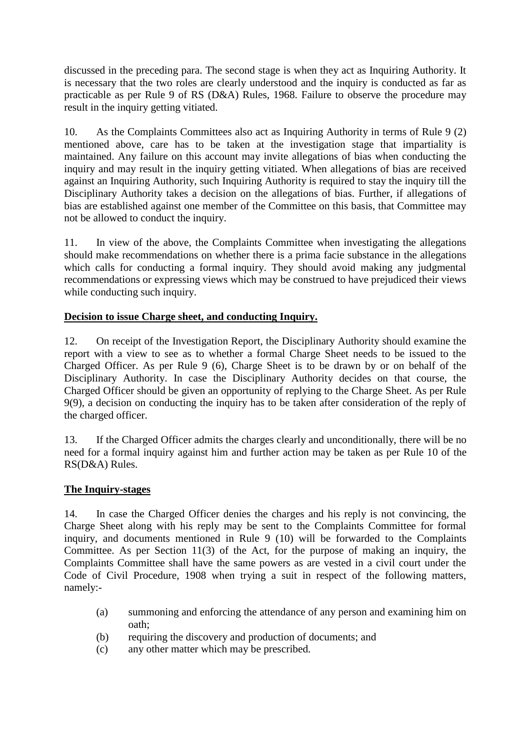discussed in the preceding para. The second stage is when they act as Inquiring Authority. It is necessary that the two roles are clearly understood and the inquiry is conducted as far as practicable as per Rule 9 of RS (D&A) Rules, 1968. Failure to observe the procedure may result in the inquiry getting vitiated.

10. As the Complaints Committees also act as Inquiring Authority in terms of Rule 9 (2) mentioned above, care has to be taken at the investigation stage that impartiality is maintained. Any failure on this account may invite allegations of bias when conducting the inquiry and may result in the inquiry getting vitiated. When allegations of bias are received against an Inquiring Authority, such Inquiring Authority is required to stay the inquiry till the Disciplinary Authority takes a decision on the allegations of bias. Further, if allegations of bias are established against one member of the Committee on this basis, that Committee may not be allowed to conduct the inquiry.

11. In view of the above, the Complaints Committee when investigating the allegations should make recommendations on whether there is a prima facie substance in the allegations which calls for conducting a formal inquiry. They should avoid making any judgmental recommendations or expressing views which may be construed to have prejudiced their views while conducting such inquiry.

**Decision to issue Charge sheet, and conducting Inquiry.**

12. On receipt of the Investigation Report, the Disciplinary Authority should examine the report with a view to see as to whether a formal Charge Sheet needs to be issued to the Charged Officer. As per Rule 9 (6), Charge Sheet is to be drawn by or on behalf of the Disciplinary Authority. In case the Disciplinary Authority decides on that course, the Charged Officer should be given an opportunity of replying to the Charge Sheet. As per Rule 9(9), a decision on conducting the inquiry has to be taken after consideration of the reply of the charged officer.

13. If the Charged Officer admits the charges clearly and unconditionally, there will be no need for a formal inquiry against him and further action may be taken as per Rule 10 of the RS(D&A) Rules.

**The Inquiry-stages**

14. In case the Charged Officer denies the charges and his reply is not convincing, the Charge Sheet along with his reply may be sent to the Complaints Committee for formal inquiry, and documents mentioned in Rule 9 (10) will be forwarded to the Complaints Committee. As per Section 11(3) of the Act, for the purpose of making an inquiry, the Complaints Committee shall have the same powers as are vested in a civil court under the Code of Civil Procedure, 1908 when trying a suit in respect of the following matters, namely:-

- (a) summoning and enforcing the attendance of any person and examining him on oath;
- (b) requiring the discovery and production of documents; and
- (c) any other matter which may be prescribed.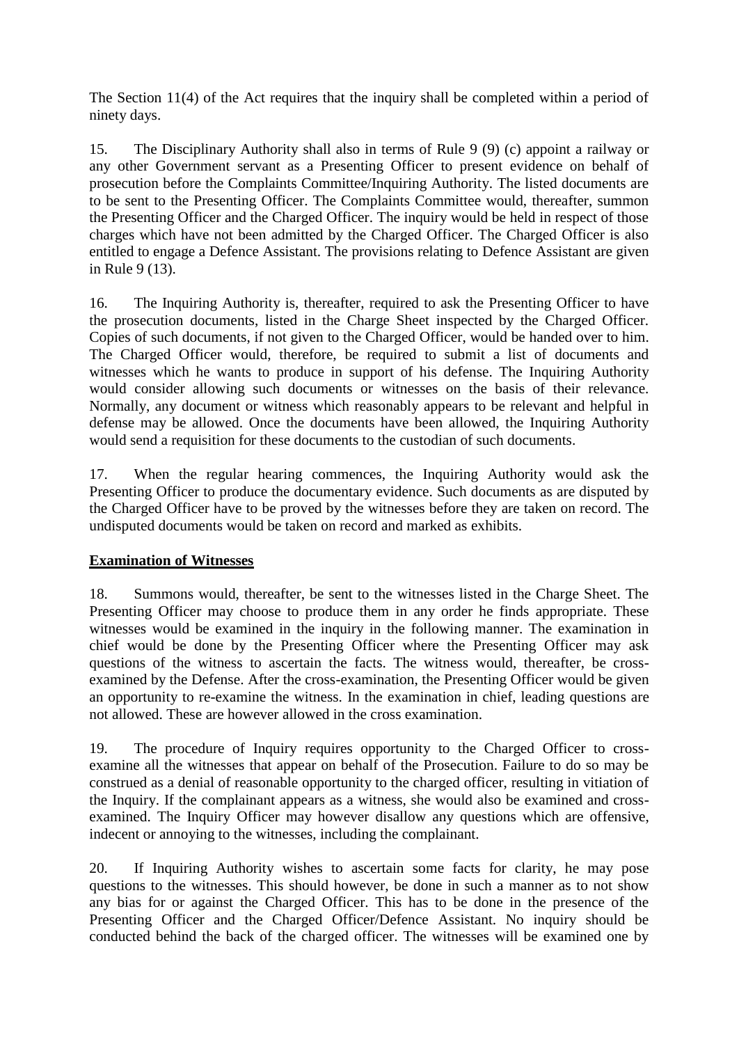The Section 11(4) of the Act requires that the inquiry shall be completed within a period of ninety days.

15. The Disciplinary Authority shall also in terms of Rule 9 (9) (c) appoint a railway or any other Government servant as a Presenting Officer to present evidence on behalf of prosecution before the Complaints Committee/Inquiring Authority. The listed documents are to be sent to the Presenting Officer. The Complaints Committee would, thereafter, summon the Presenting Officer and the Charged Officer. The inquiry would be held in respect of those charges which have not been admitted by the Charged Officer. The Charged Officer is also entitled to engage a Defence Assistant. The provisions relating to Defence Assistant are given in Rule 9 (13).

16. The Inquiring Authority is, thereafter, required to ask the Presenting Officer to have the prosecution documents, listed in the Charge Sheet inspected by the Charged Officer. Copies of such documents, if not given to the Charged Officer, would be handed over to him. The Charged Officer would, therefore, be required to submit a list of documents and witnesses which he wants to produce in support of his defense. The Inquiring Authority would consider allowing such documents or witnesses on the basis of their relevance. Normally, any document or witness which reasonably appears to be relevant and helpful in defense may be allowed. Once the documents have been allowed, the Inquiring Authority would send a requisition for these documents to the custodian of such documents.

17. When the regular hearing commences, the Inquiring Authority would ask the Presenting Officer to produce the documentary evidence. Such documents as are disputed by the Charged Officer have to be proved by the witnesses before they are taken on record. The undisputed documents would be taken on record and marked as exhibits.

**Examination of Witnesses**

18. Summons would, thereafter, be sent to the witnesses listed in the Charge Sheet. The Presenting Officer may choose to produce them in any order he finds appropriate. These witnesses would be examined in the inquiry in the following manner. The examination in chief would be done by the Presenting Officer where the Presenting Officer may ask questions of the witness to ascertain the facts. The witness would, thereafter, be cross-examined by the Defense. After the cross-examination, the Presenting Officer would be given an opportunity to re-examine the witness. In the examination in chief, leading questions are not allowed. These are however allowed in the cross examination.

19. The procedure of Inquiry requires opportunity to the Charged Officer to cross-examine all the witnesses that appear on behalf of the Prosecution. Failure to do so may be construed as a denial of reasonable opportunity to the charged officer, resulting in vitiation of the Inquiry. If the complainant appears as a witness, she would also be examined and cross-examined. The Inquiry Officer may however disallow any questions which are offensive, indecent or annoying to the witnesses, including the complainant.

20. If Inquiring Authority wishes to ascertain some facts for clarity, he may pose questions to the witnesses. This should however, be done in such a manner as to not show any bias for or against the Charged Officer. This has to be done in the presence of the Presenting Officer and the Charged Officer/Defence Assistant. No inquiry should be conducted behind the back of the charged officer. The witnesses will be examined one by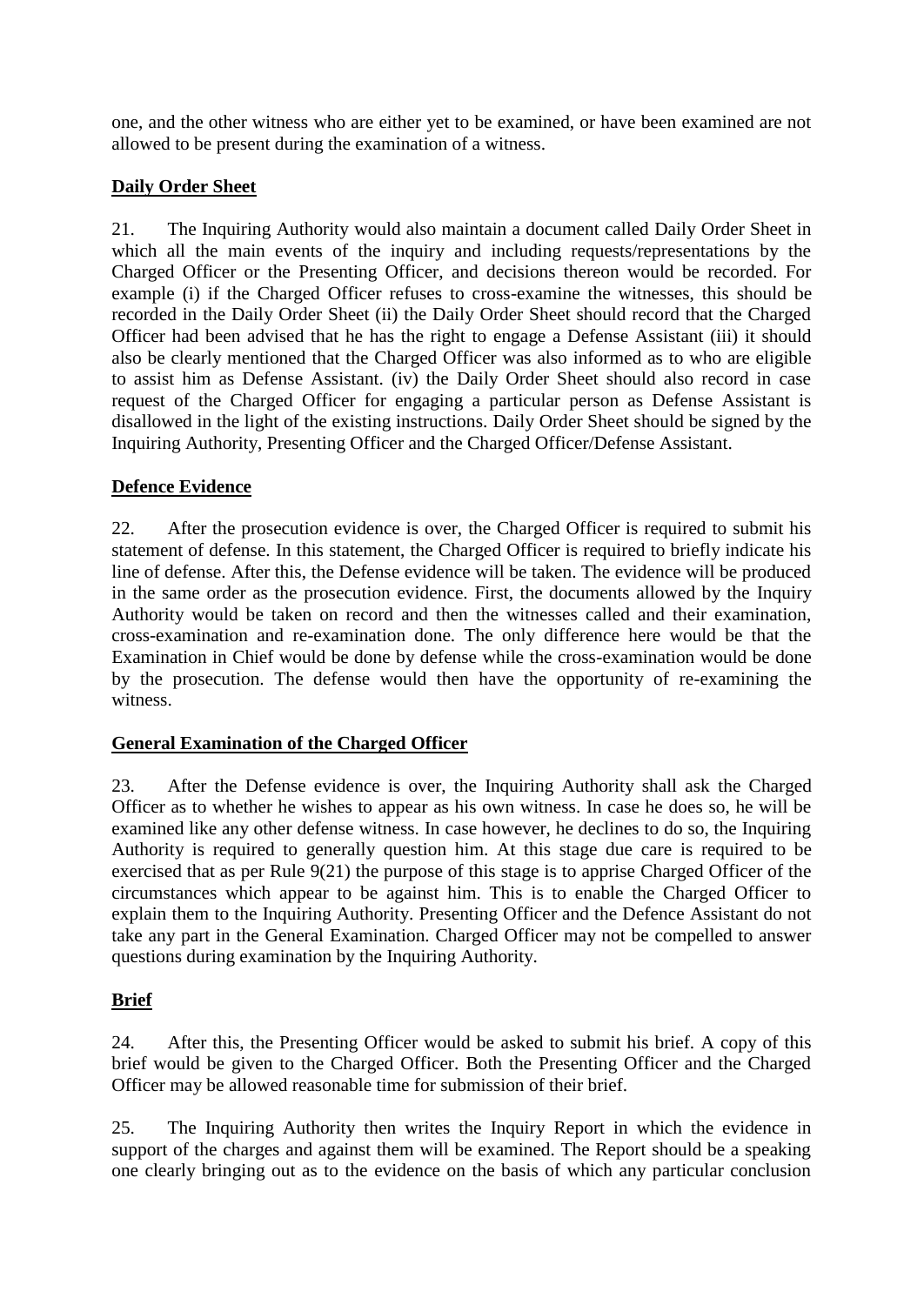one, and the other witness who are either yet to be examined, or have been examined are not allowed to be present during the examination of a witness.

**Daily Order Sheet**

21. The Inquiring Authority would also maintain a document called Daily Order Sheet in which all the main events of the inquiry and including requests/representations by the Charged Officer or the Presenting Officer, and decisions thereon would be recorded. For example (i) if the Charged Officer refuses to cross-examine the witnesses, this should be recorded in the Daily Order Sheet (ii) the Daily Order Sheet should record that the Charged Officer had been advised that he has the right to engage a Defense Assistant (iii) it should also be clearly mentioned that the Charged Officer was also informed as to who are eligible to assist him as Defense Assistant. (iv) the Daily Order Sheet should also record in case request of the Charged Officer for engaging a particular person as Defense Assistant is disallowed in the light of the existing instructions. Daily Order Sheet should be signed by the Inquiring Authority, Presenting Officer and the Charged Officer/Defense Assistant.

**Defence Evidence**

22. After the prosecution evidence is over, the Charged Officer is required to submit his statement of defense. In this statement, the Charged Officer is required to briefly indicate his line of defense. After this, the Defense evidence will be taken. The evidence will be produced in the same order as the prosecution evidence. First, the documents allowed by the Inquiry Authority would be taken on record and then the witnesses called and their examination, cross-examination and re-examination done. The only difference here would be that the Examination in Chief would be done by defense while the cross-examination would be done by the prosecution. The defense would then have the opportunity of re-examining the witness.

**General Examination of the Charged Officer**

23. After the Defense evidence is over, the Inquiring Authority shall ask the Charged Officer as to whether he wishes to appear as his own witness. In case he does so, he will be examined like any other defense witness. In case however, he declines to do so, the Inquiring Authority is required to generally question him. At this stage due care is required to be exercised that as per Rule 9(21) the purpose of this stage is to apprise Charged Officer of the circumstances which appear to be against him. This is to enable the Charged Officer to explain them to the Inquiring Authority. Presenting Officer and the Defence Assistant do not take any part in the General Examination. Charged Officer may not be compelled to answer questions during examination by the Inquiring Authority.

**Brief**

24. After this, the Presenting Officer would be asked to submit his brief. A copy of this brief would be given to the Charged Officer. Both the Presenting Officer and the Charged Officer may be allowed reasonable time for submission of their brief.

25. The Inquiring Authority then writes the Inquiry Report in which the evidence in support of the charges and against them will be examined. The Report should be a speaking one clearly bringing out as to the evidence on the basis of which any particular conclusion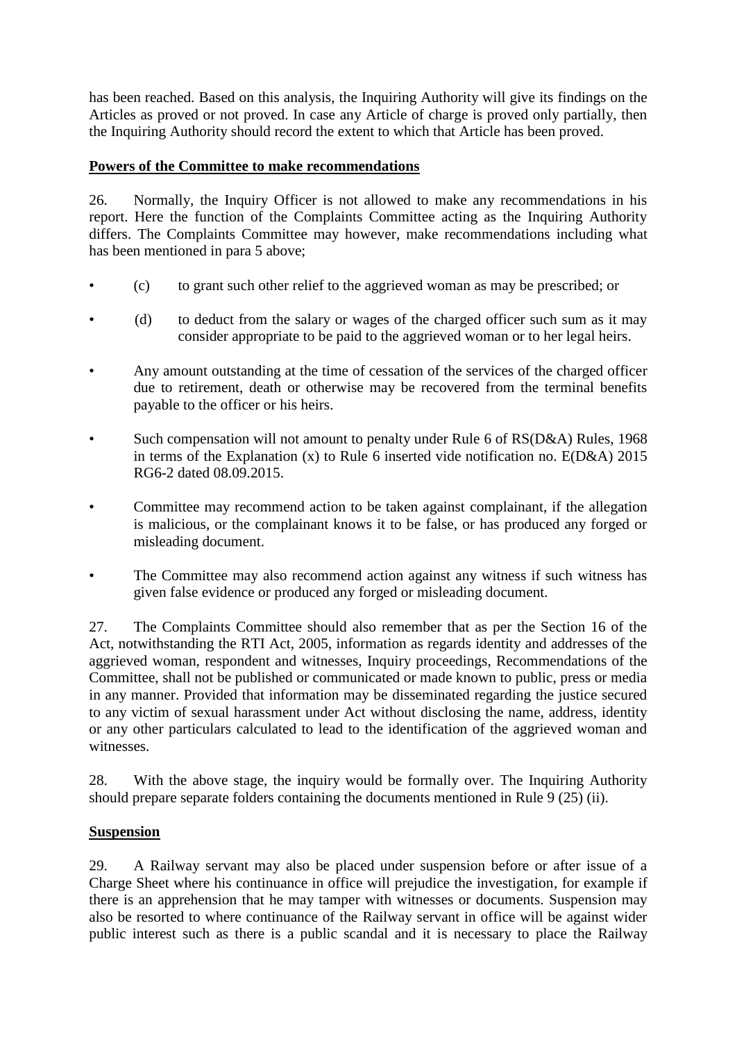has been reached. Based on this analysis, the Inquiring Authority will give its findings on the Articles as proved or not proved. In case any Article of charge is proved only partially, then the Inquiring Authority should record the extent to which that Article has been proved.

**Powers of the Committee to make recommendations**

26. Normally, the Inquiry Officer is not allowed to make any recommendations in his report. Here the function of the Complaints Committee acting as the Inquiring Authority differs. The Complaints Committee may however, make recommendations including what has been mentioned in para 5 above;

- (c) to grant such other relief to the aggrieved woman as may be prescribed; or
- (d) to deduct from the salary or wages of the charged officer such sum as it may consider appropriate to be paid to the aggrieved woman or to her legal heirs.
- Any amount outstanding at the time of cessation of the services of the charged officer due to retirement, death or otherwise may be recovered from the terminal benefits payable to the officer or his heirs.
- Such compensation will not amount to penalty under Rule 6 of RS(D&A) Rules, 1968 in terms of the Explanation (x) to Rule 6 inserted vide notification no. E(D&A) 2015 RG6-2 dated 08.09.2015.
- Committee may recommend action to be taken against complainant, if the allegation is malicious, or the complainant knows it to be false, or has produced any forged or misleading document.
- The Committee may also recommend action against any witness if such witness has given false evidence or produced any forged or misleading document.

27. The Complaints Committee should also remember that as per the Section 16 of the Act, notwithstanding the RTI Act, 2005, information as regards identity and addresses of the aggrieved woman, respondent and witnesses, Inquiry proceedings, Recommendations of the Committee, shall not be published or communicated or made known to public, press or media in any manner. Provided that information may be disseminated regarding the justice secured to any victim of sexual harassment under Act without disclosing the name, address, identity or any other particulars calculated to lead to the identification of the aggrieved woman and witnesses.

28. With the above stage, the inquiry would be formally over. The Inquiring Authority should prepare separate folders containing the documents mentioned in Rule 9 (25) (ii).

**Suspension**

29. A Railway servant may also be placed under suspension before or after issue of a Charge Sheet where his continuance in office will prejudice the investigation, for example if there is an apprehension that he may tamper with witnesses or documents. Suspension may also be resorted to where continuance of the Railway servant in office will be against wider public interest such as there is a public scandal and it is necessary to place the Railway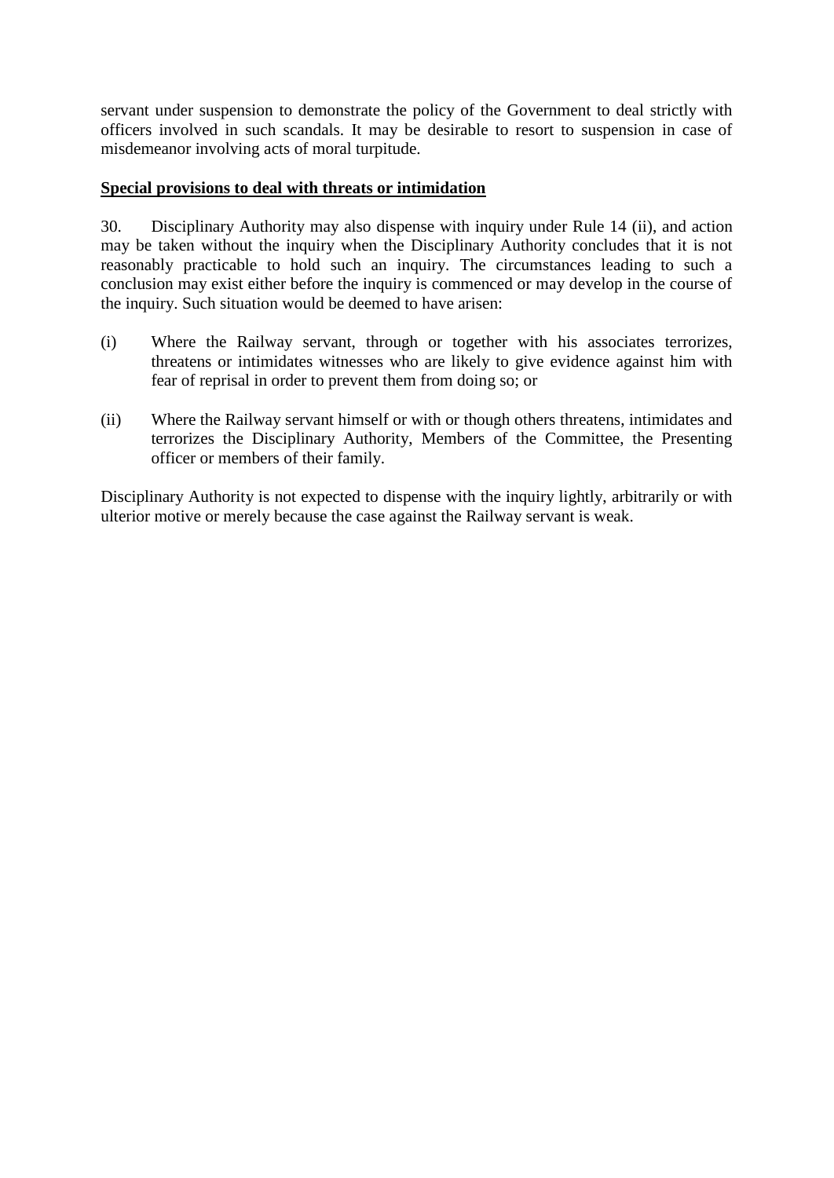servant under suspension to demonstrate the policy of the Government to deal strictly with officers involved in such scandals. It may be desirable to resort to suspension in case of misdemeanor involving acts of moral turpitude.

**Special provisions to deal with threats or intimidation**

30. Disciplinary Authority may also dispense with inquiry under Rule 14 (ii), and action may be taken without the inquiry when the Disciplinary Authority concludes that it is not reasonably practicable to hold such an inquiry. The circumstances leading to such a conclusion may exist either before the inquiry is commenced or may develop in the course of the inquiry. Such situation would be deemed to have arisen:

(i) Where the Railway servant, through or together with his associates terrorizes, threatens or intimidates witnesses who are likely to give evidence against him with fear of reprisal in order to prevent them from doing so; or

(ii) Where the Railway servant himself or with or though others threatens, intimidates and terrorizes the Disciplinary Authority, Members of the Committee, the Presenting officer or members of their family.

Disciplinary Authority is not expected to dispense with the inquiry lightly, arbitrarily or with ulterior motive or merely because the case against the Railway servant is weak.